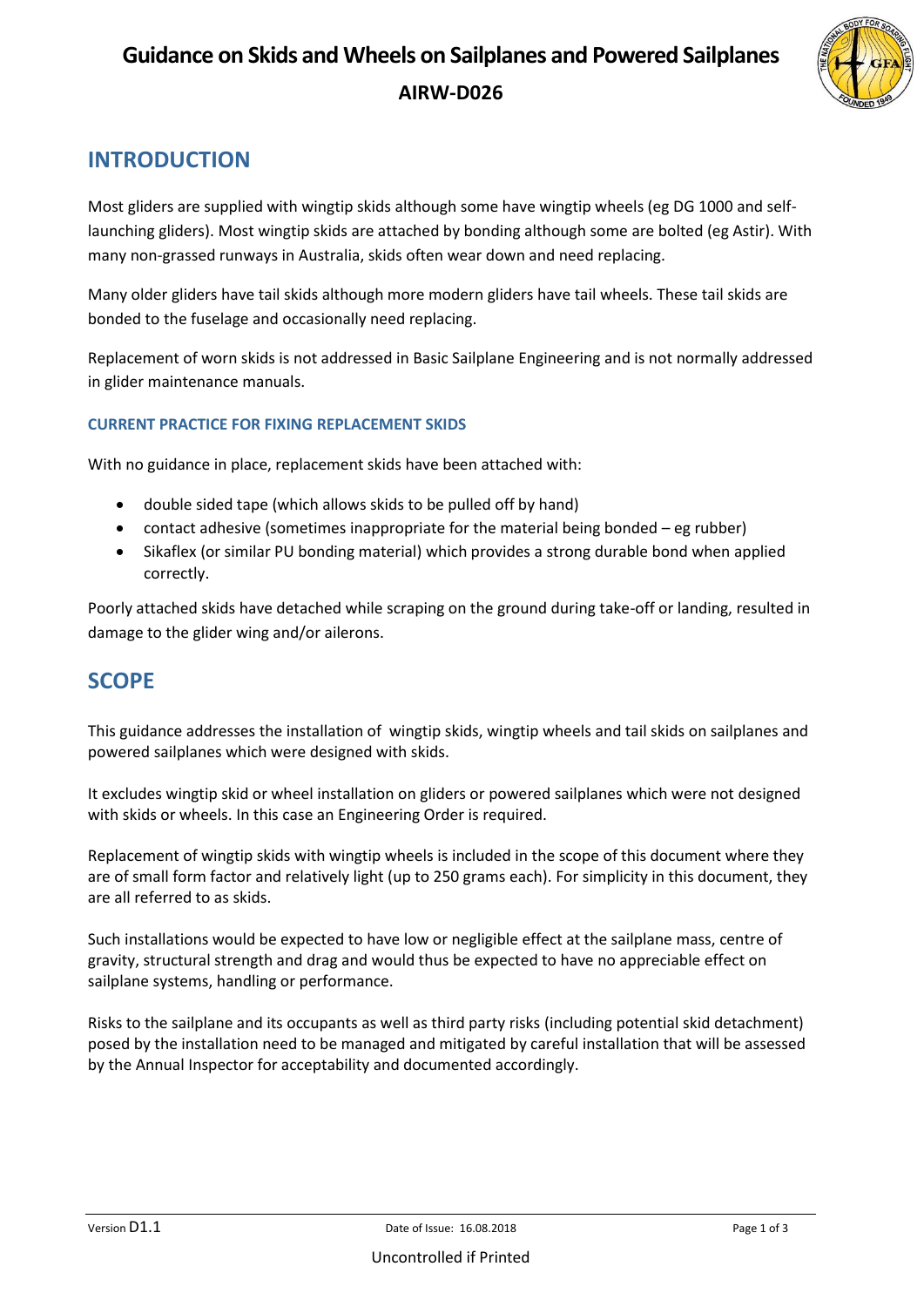# Guidance on Skids and Wheels on Sailplanes and Powered Sailplanes

**AIRW-D026**

## INTRODUCTION

Most gliders are supplied with wingtip skids although some have wingtip wheels (eg DG 1000 and self-launching gliders). Most wingtip skids are attached by bonding although some are bolted (eg Astir). With many non-grassed runways in Australia, skids often wear down and need replacing.

Many older gliders have tail skids although more modern gliders have tail wheels. These tail skids are bonded to the fuselage and occasionally need replacing.

Replacement of worn skids is not addressed in Basic Sailplane Engineering and is not normally addressed in glider maintenance manuals.

### CURRENT PRACTICE FOR FIXING REPLACEMENT SKIDS

With no guidance in place, replacement skids have been attached with:

- double sided tape (which allows skids to be pulled off by hand)
- contact adhesive (sometimes inappropriate for the material being bonded – eg rubber)
- Sikaflex (or similar PU bonding material) which provides a strong durable bond when applied correctly.

Poorly attached skids have detached while scraping on the ground during take-off or landing, resulted in damage to the glider wing and/or ailerons.

## SCOPE

This guidance addresses the installation of wingtip skids, wingtip wheels and tail skids on sailplanes and powered sailplanes which were designed with skids.

It excludes wingtip skid or wheel installation on gliders or powered sailplanes which were not designed with skids or wheels. In this case an Engineering Order is required.

Replacement of wingtip skids with wingtip wheels is included in the scope of this document where they are of small form factor and relatively light (up to 250 grams each). For simplicity in this document, they are all referred to as skids.

Such installations would be expected to have low or negligible effect at the sailplane mass, centre of gravity, structural strength and drag and would thus be expected to have no appreciable effect on sailplane systems, handling or performance.

Risks to the sailplane and its occupants as well as third party risks (including potential skid detachment) posed by the installation need to be managed and mitigated by careful installation that will be assessed by the Annual Inspector for acceptability and documented accordingly.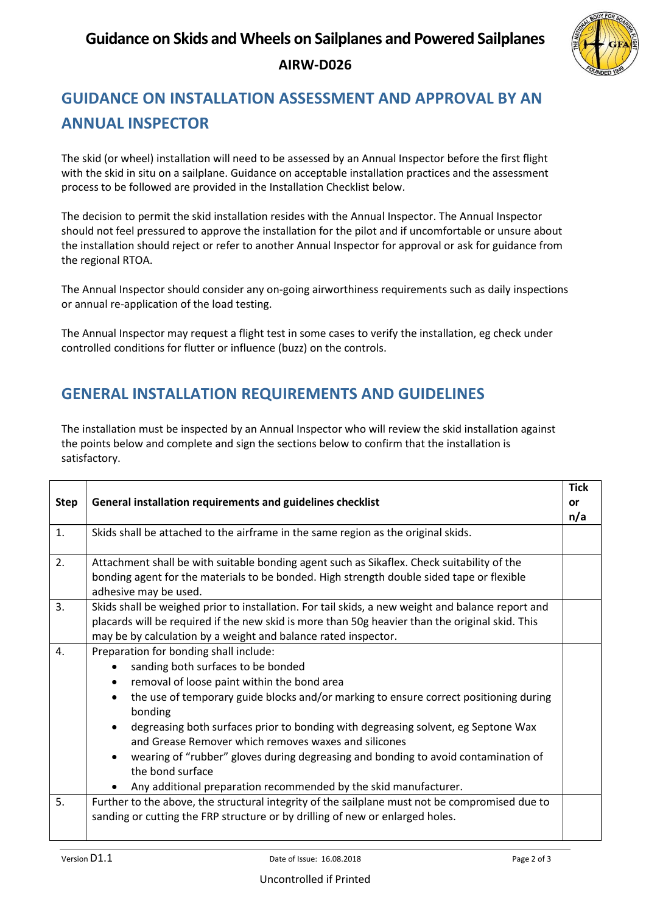## GUIDANCE ON INSTALLATION ASSESSMENT AND APPROVAL BY AN ANNUAL INSPECTOR

The skid (or wheel) installation will need to be assessed by an Annual Inspector before the first flight with the skid in situ on a sailplane. Guidance on acceptable installation practices and the assessment process to be followed are provided in the Installation Checklist below.

The decision to permit the skid installation resides with the Annual Inspector. The Annual Inspector should not feel pressured to approve the installation for the pilot and if uncomfortable or unsure about the installation should reject or refer to another Annual Inspector for approval or ask for guidance from the regional RTOA.

The Annual Inspector should consider any on-going airworthiness requirements such as daily inspections or annual re-application of the load testing.

The Annual Inspector may request a flight test in some cases to verify the installation, eg check under controlled conditions for flutter or influence (buzz) on the controls.

## GENERAL INSTALLATION REQUIREMENTS AND GUIDELINES

The installation must be inspected by an Annual Inspector who will review the skid installation against the points below and complete and sign the sections below to confirm that the installation is satisfactory.

| Step | General installation requirements and guidelines checklist | Tick or n/a |
|---|---|---|
| 1. | Skids shall be attached to the airframe in the same region as the original skids. | |
| 2. | Attachment shall be with suitable bonding agent such as Sikaflex. Check suitability of the bonding agent for the materials to be bonded. High strength double sided tape or flexible adhesive may be used. | |
| 3. | Skids shall be weighed prior to installation. For tail skids, a new weight and balance report and placards will be required if the new skid is more than 50g heavier than the original skid. This may be by calculation by a weight and balance rated inspector. | |
| 4. | Preparation for bonding shall include:<br>• sanding both surfaces to be bonded<br>• removal of loose paint within the bond area<br>• the use of temporary guide blocks and/or marking to ensure correct positioning during bonding<br>• degreasing both surfaces prior to bonding with degreasing solvent, eg Septone Wax and Grease Remover which removes waxes and silicones<br>• wearing of "rubber" gloves during degreasing and bonding to avoid contamination of the bond surface<br>• Any additional preparation recommended by the skid manufacturer. | |
| 5. | Further to the above, the structural integrity of the sailplane must not be compromised due to sanding or cutting the FRP structure or by drilling of new or enlarged holes. | |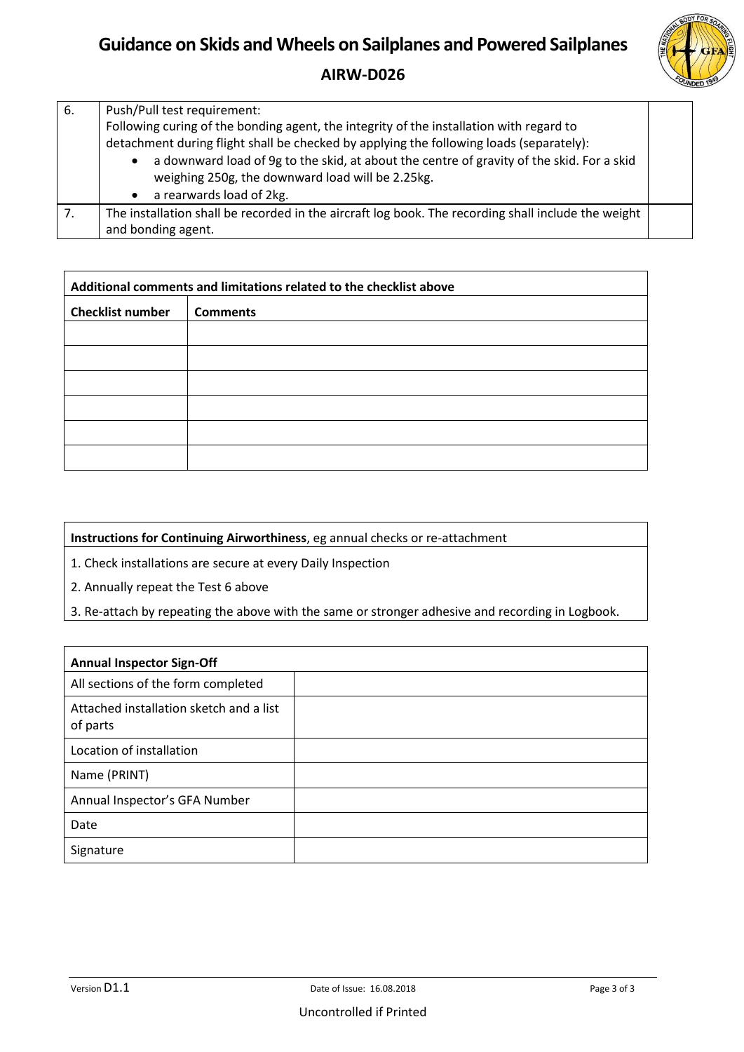| | | |
|---|---|---|
| 6. | Push/Pull test requirement:<br>Following curing of the bonding agent, the integrity of the installation with regard to detachment during flight shall be checked by applying the following loads (separately):<br>• a downward load of 9g to the skid, at about the centre of gravity of the skid. For a skid weighing 250g, the downward load will be 2.25kg.<br>• a rearwards load of 2kg. | |
| 7. | The installation shall be recorded in the aircraft log book. The recording shall include the weight and bonding agent. | |

| Additional comments and limitations related to the checklist above | |
|---|---|
| **Checklist number** | **Comments** |
| | |
| | |
| | |
| | |
| | |
| | |

**Instructions for Continuing Airworthiness**, eg annual checks or re-attachment

1. Check installations are secure at every Daily Inspection
2. Annually repeat the Test 6 above
3. Re-attach by repeating the above with the same or stronger adhesive and recording in Logbook.

| **Annual Inspector Sign-Off** | |
|---|---|
| All sections of the form completed | |
| Attached installation sketch and a list of parts | |
| Location of installation | |
| Name (PRINT) | |
| Annual Inspector's GFA Number | |
| Date | |
| Signature | |